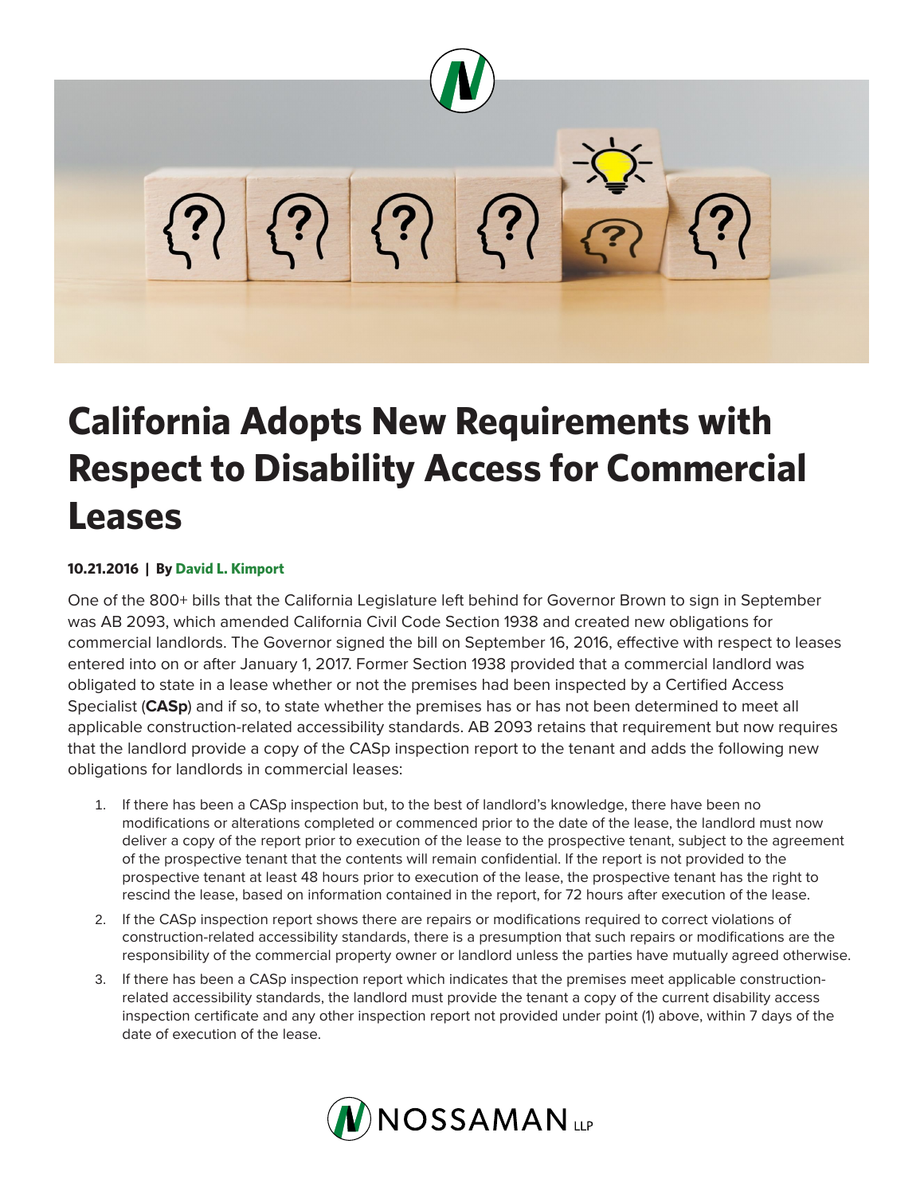# California Adopts New Requirements with Respect to Disability Access for Commercial Leases

**10.21.2016 | By David L. Kimport**

One of the 800+ bills that the California Legislature left behind for Governor Brown to sign in September was AB 2093, which amended California Civil Code Section 1938 and created new obligations for commercial landlords. The Governor signed the bill on September 16, 2016, effective with respect to leases entered into on or after January 1, 2017. Former Section 1938 provided that a commercial landlord was obligated to state in a lease whether or not the premises had been inspected by a Certified Access Specialist (**CASp**) and if so, to state whether the premises has or has not been determined to meet all applicable construction-related accessibility standards. AB 2093 retains that requirement but now requires that the landlord provide a copy of the CASp inspection report to the tenant and adds the following new obligations for landlords in commercial leases:

1. If there has been a CASp inspection but, to the best of landlord's knowledge, there have been no modifications or alterations completed or commenced prior to the date of the lease, the landlord must now deliver a copy of the report prior to execution of the lease to the prospective tenant, subject to the agreement of the prospective tenant that the contents will remain confidential. If the report is not provided to the prospective tenant at least 48 hours prior to execution of the lease, the prospective tenant has the right to rescind the lease, based on information contained in the report, for 72 hours after execution of the lease.
2. If the CASp inspection report shows there are repairs or modifications required to correct violations of construction-related accessibility standards, there is a presumption that such repairs or modifications are the responsibility of the commercial property owner or landlord unless the parties have mutually agreed otherwise.
3. If there has been a CASp inspection report which indicates that the premises meet applicable construction-related accessibility standards, the landlord must provide the tenant a copy of the current disability access inspection certificate and any other inspection report not provided under point (1) above, within 7 days of the date of execution of the lease.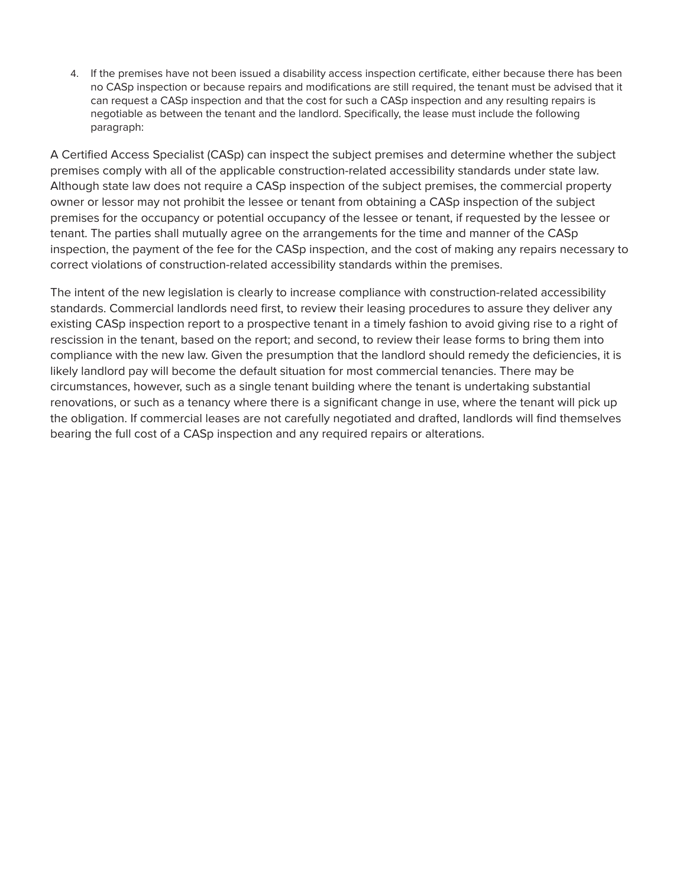4. If the premises have not been issued a disability access inspection certificate, either because there has been no CASp inspection or because repairs and modifications are still required, the tenant must be advised that it can request a CASp inspection and that the cost for such a CASp inspection and any resulting repairs is negotiable as between the tenant and the landlord. Specifically, the lease must include the following paragraph:

A Certified Access Specialist (CASp) can inspect the subject premises and determine whether the subject premises comply with all of the applicable construction-related accessibility standards under state law. Although state law does not require a CASp inspection of the subject premises, the commercial property owner or lessor may not prohibit the lessee or tenant from obtaining a CASp inspection of the subject premises for the occupancy or potential occupancy of the lessee or tenant, if requested by the lessee or tenant. The parties shall mutually agree on the arrangements for the time and manner of the CASp inspection, the payment of the fee for the CASp inspection, and the cost of making any repairs necessary to correct violations of construction-related accessibility standards within the premises.

The intent of the new legislation is clearly to increase compliance with construction-related accessibility standards. Commercial landlords need first, to review their leasing procedures to assure they deliver any existing CASp inspection report to a prospective tenant in a timely fashion to avoid giving rise to a right of rescission in the tenant, based on the report; and second, to review their lease forms to bring them into compliance with the new law. Given the presumption that the landlord should remedy the deficiencies, it is likely landlord pay will become the default situation for most commercial tenancies. There may be circumstances, however, such as a single tenant building where the tenant is undertaking substantial renovations, or such as a tenancy where there is a significant change in use, where the tenant will pick up the obligation. If commercial leases are not carefully negotiated and drafted, landlords will find themselves bearing the full cost of a CASp inspection and any required repairs or alterations.